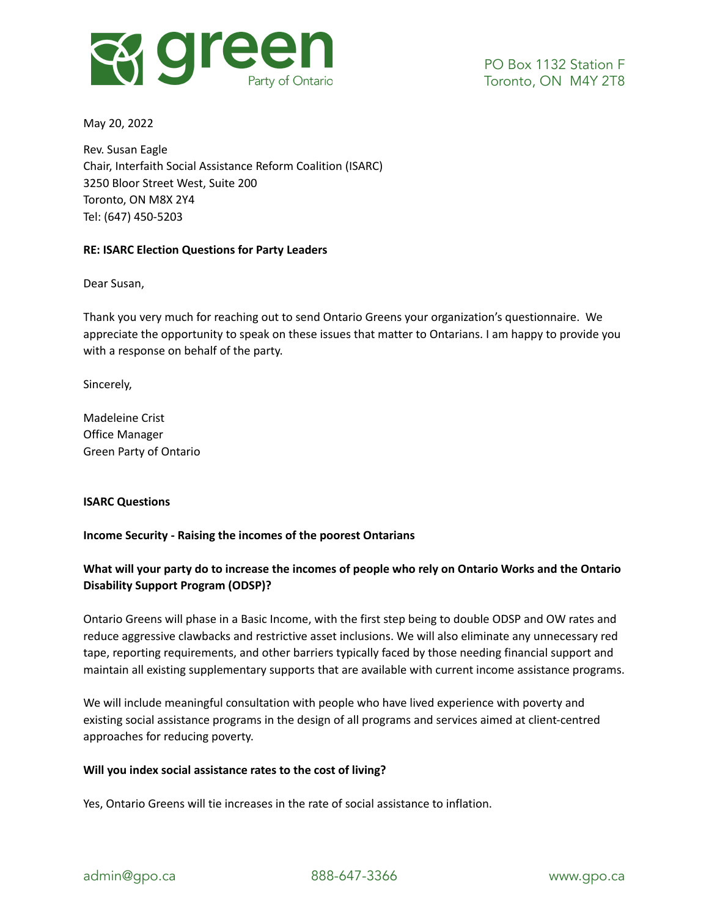green Party of Ontario

PO Box 1132 Station F
Toronto, ON M4Y 2T8

May 20, 2022

Rev. Susan Eagle
Chair, Interfaith Social Assistance Reform Coalition (ISARC)
3250 Bloor Street West, Suite 200
Toronto, ON M8X 2Y4
Tel: (647) 450-5203

**RE: ISARC Election Questions for Party Leaders**

Dear Susan,

Thank you very much for reaching out to send Ontario Greens your organization's questionnaire. We appreciate the opportunity to speak on these issues that matter to Ontarians. I am happy to provide you with a response on behalf of the party.

Sincerely,

Madeleine Crist
Office Manager
Green Party of Ontario

**ISARC Questions**

**Income Security - Raising the incomes of the poorest Ontarians**

**What will your party do to increase the incomes of people who rely on Ontario Works and the Ontario Disability Support Program (ODSP)?**

Ontario Greens will phase in a Basic Income, with the first step being to double ODSP and OW rates and reduce aggressive clawbacks and restrictive asset inclusions. We will also eliminate any unnecessary red tape, reporting requirements, and other barriers typically faced by those needing financial support and maintain all existing supplementary supports that are available with current income assistance programs.

We will include meaningful consultation with people who have lived experience with poverty and existing social assistance programs in the design of all programs and services aimed at client-centred approaches for reducing poverty.

**Will you index social assistance rates to the cost of living?**

Yes, Ontario Greens will tie increases in the rate of social assistance to inflation.

admin@gpo.ca 888-647-3366 www.gpo.ca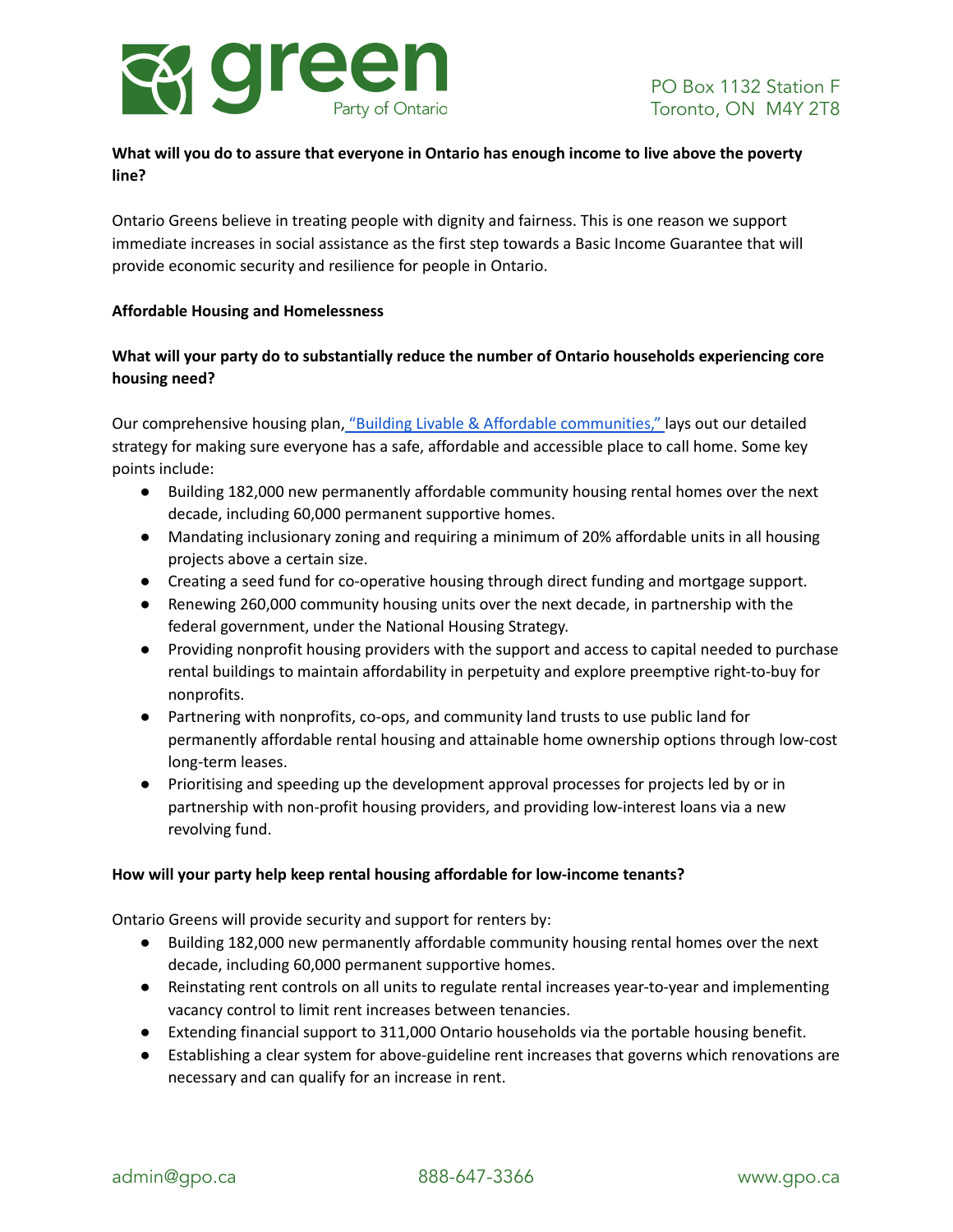**What will you do to assure that everyone in Ontario has enough income to live above the poverty line?**

Ontario Greens believe in treating people with dignity and fairness. This is one reason we support immediate increases in social assistance as the first step towards a Basic Income Guarantee that will provide economic security and resilience for people in Ontario.

**Affordable Housing and Homelessness**

**What will your party do to substantially reduce the number of Ontario households experiencing core housing need?**

Our comprehensive housing plan, "Building Livable & Affordable communities," lays out our detailed strategy for making sure everyone has a safe, affordable and accessible place to call home. Some key points include:

- Building 182,000 new permanently affordable community housing rental homes over the next decade, including 60,000 permanent supportive homes.
- Mandating inclusionary zoning and requiring a minimum of 20% affordable units in all housing projects above a certain size.
- Creating a seed fund for co-operative housing through direct funding and mortgage support.
- Renewing 260,000 community housing units over the next decade, in partnership with the federal government, under the National Housing Strategy.
- Providing nonprofit housing providers with the support and access to capital needed to purchase rental buildings to maintain affordability in perpetuity and explore preemptive right-to-buy for nonprofits.
- Partnering with nonprofits, co-ops, and community land trusts to use public land for permanently affordable rental housing and attainable home ownership options through low-cost long-term leases.
- Prioritising and speeding up the development approval processes for projects led by or in partnership with non-profit housing providers, and providing low-interest loans via a new revolving fund.

**How will your party help keep rental housing affordable for low-income tenants?**

Ontario Greens will provide security and support for renters by:

- Building 182,000 new permanently affordable community housing rental homes over the next decade, including 60,000 permanent supportive homes.
- Reinstating rent controls on all units to regulate rental increases year-to-year and implementing vacancy control to limit rent increases between tenancies.
- Extending financial support to 311,000 Ontario households via the portable housing benefit.
- Establishing a clear system for above-guideline rent increases that governs which renovations are necessary and can qualify for an increase in rent.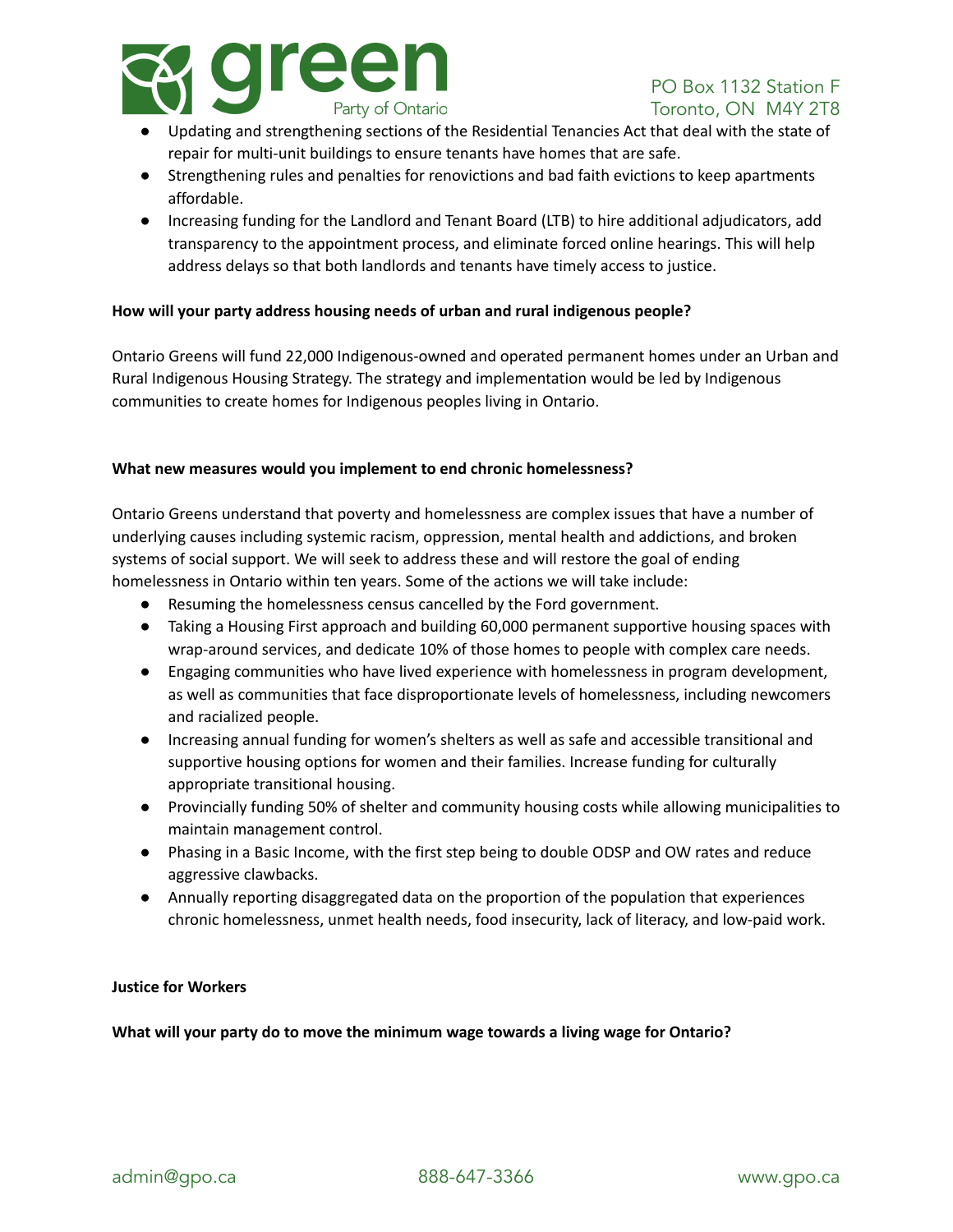- Updating and strengthening sections of the Residential Tenancies Act that deal with the state of repair for multi-unit buildings to ensure tenants have homes that are safe.
- Strengthening rules and penalties for renovictions and bad faith evictions to keep apartments affordable.
- Increasing funding for the Landlord and Tenant Board (LTB) to hire additional adjudicators, add transparency to the appointment process, and eliminate forced online hearings. This will help address delays so that both landlords and tenants have timely access to justice.

**How will your party address housing needs of urban and rural indigenous people?**

Ontario Greens will fund 22,000 Indigenous-owned and operated permanent homes under an Urban and Rural Indigenous Housing Strategy. The strategy and implementation would be led by Indigenous communities to create homes for Indigenous peoples living in Ontario.

**What new measures would you implement to end chronic homelessness?**

Ontario Greens understand that poverty and homelessness are complex issues that have a number of underlying causes including systemic racism, oppression, mental health and addictions, and broken systems of social support. We will seek to address these and will restore the goal of ending homelessness in Ontario within ten years. Some of the actions we will take include:

- Resuming the homelessness census cancelled by the Ford government.
- Taking a Housing First approach and building 60,000 permanent supportive housing spaces with wrap-around services, and dedicate 10% of those homes to people with complex care needs.
- Engaging communities who have lived experience with homelessness in program development, as well as communities that face disproportionate levels of homelessness, including newcomers and racialized people.
- Increasing annual funding for women's shelters as well as safe and accessible transitional and supportive housing options for women and their families. Increase funding for culturally appropriate transitional housing.
- Provincially funding 50% of shelter and community housing costs while allowing municipalities to maintain management control.
- Phasing in a Basic Income, with the first step being to double ODSP and OW rates and reduce aggressive clawbacks.
- Annually reporting disaggregated data on the proportion of the population that experiences chronic homelessness, unmet health needs, food insecurity, lack of literacy, and low-paid work.

**Justice for Workers**

**What will your party do to move the minimum wage towards a living wage for Ontario?**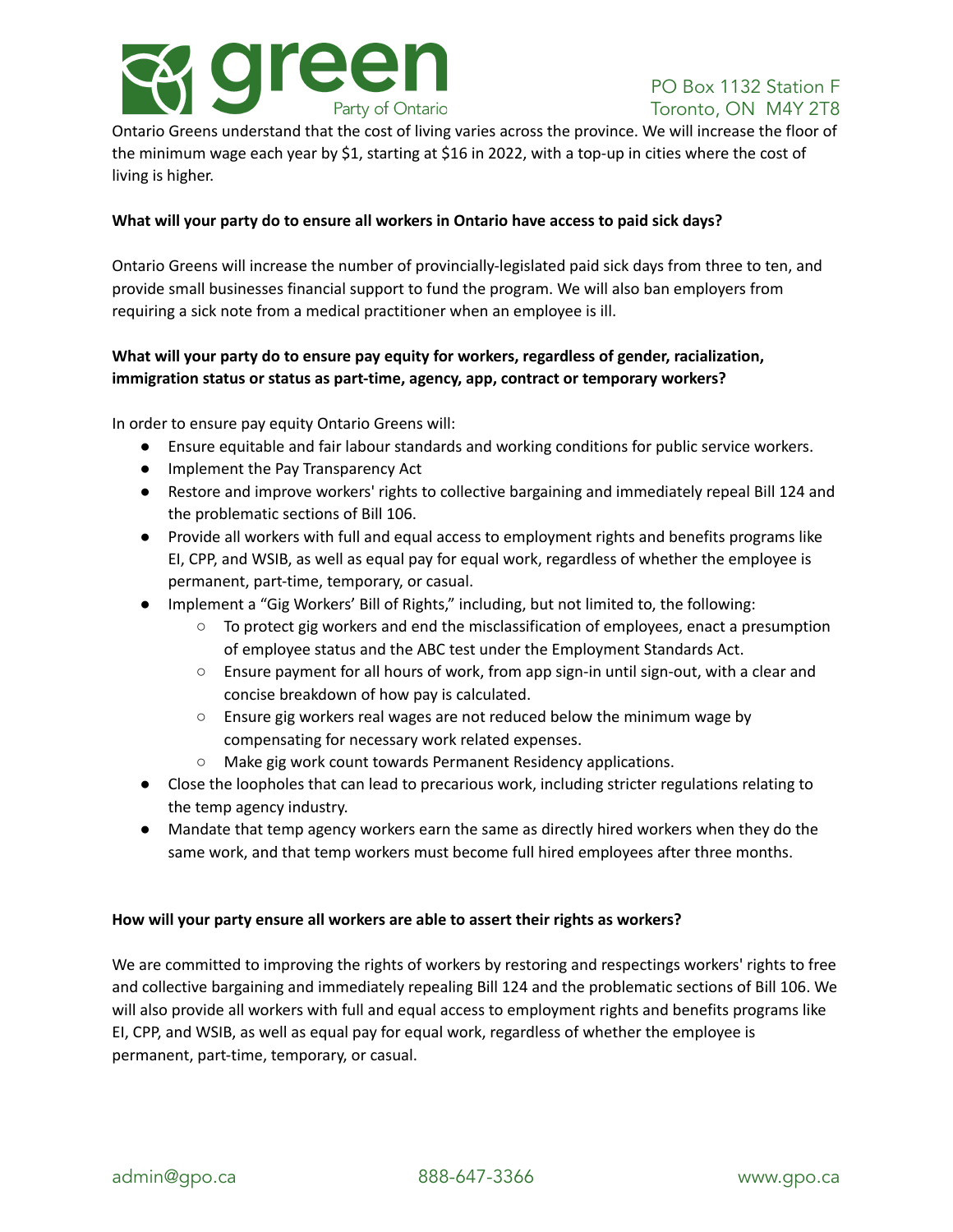Ontario Greens understand that the cost of living varies across the province. We will increase the floor of the minimum wage each year by $1, starting at $16 in 2022, with a top-up in cities where the cost of living is higher.

**What will your party do to ensure all workers in Ontario have access to paid sick days?**

Ontario Greens will increase the number of provincially-legislated paid sick days from three to ten, and provide small businesses financial support to fund the program. We will also ban employers from requiring a sick note from a medical practitioner when an employee is ill.

**What will your party do to ensure pay equity for workers, regardless of gender, racialization, immigration status or status as part-time, agency, app, contract or temporary workers?**

In order to ensure pay equity Ontario Greens will:

- Ensure equitable and fair labour standards and working conditions for public service workers.
- Implement the Pay Transparency Act
- Restore and improve workers' rights to collective bargaining and immediately repeal Bill 124 and the problematic sections of Bill 106.
- Provide all workers with full and equal access to employment rights and benefits programs like EI, CPP, and WSIB, as well as equal pay for equal work, regardless of whether the employee is permanent, part-time, temporary, or casual.
- Implement a "Gig Workers' Bill of Rights," including, but not limited to, the following:
    - To protect gig workers and end the misclassification of employees, enact a presumption of employee status and the ABC test under the Employment Standards Act.
    - Ensure payment for all hours of work, from app sign-in until sign-out, with a clear and concise breakdown of how pay is calculated.
    - Ensure gig workers real wages are not reduced below the minimum wage by compensating for necessary work related expenses.
    - Make gig work count towards Permanent Residency applications.
- Close the loopholes that can lead to precarious work, including stricter regulations relating to the temp agency industry.
- Mandate that temp agency workers earn the same as directly hired workers when they do the same work, and that temp workers must become full hired employees after three months.

**How will your party ensure all workers are able to assert their rights as workers?**

We are committed to improving the rights of workers by restoring and respectings workers' rights to free and collective bargaining and immediately repealing Bill 124 and the problematic sections of Bill 106. We will also provide all workers with full and equal access to employment rights and benefits programs like EI, CPP, and WSIB, as well as equal pay for equal work, regardless of whether the employee is permanent, part-time, temporary, or casual.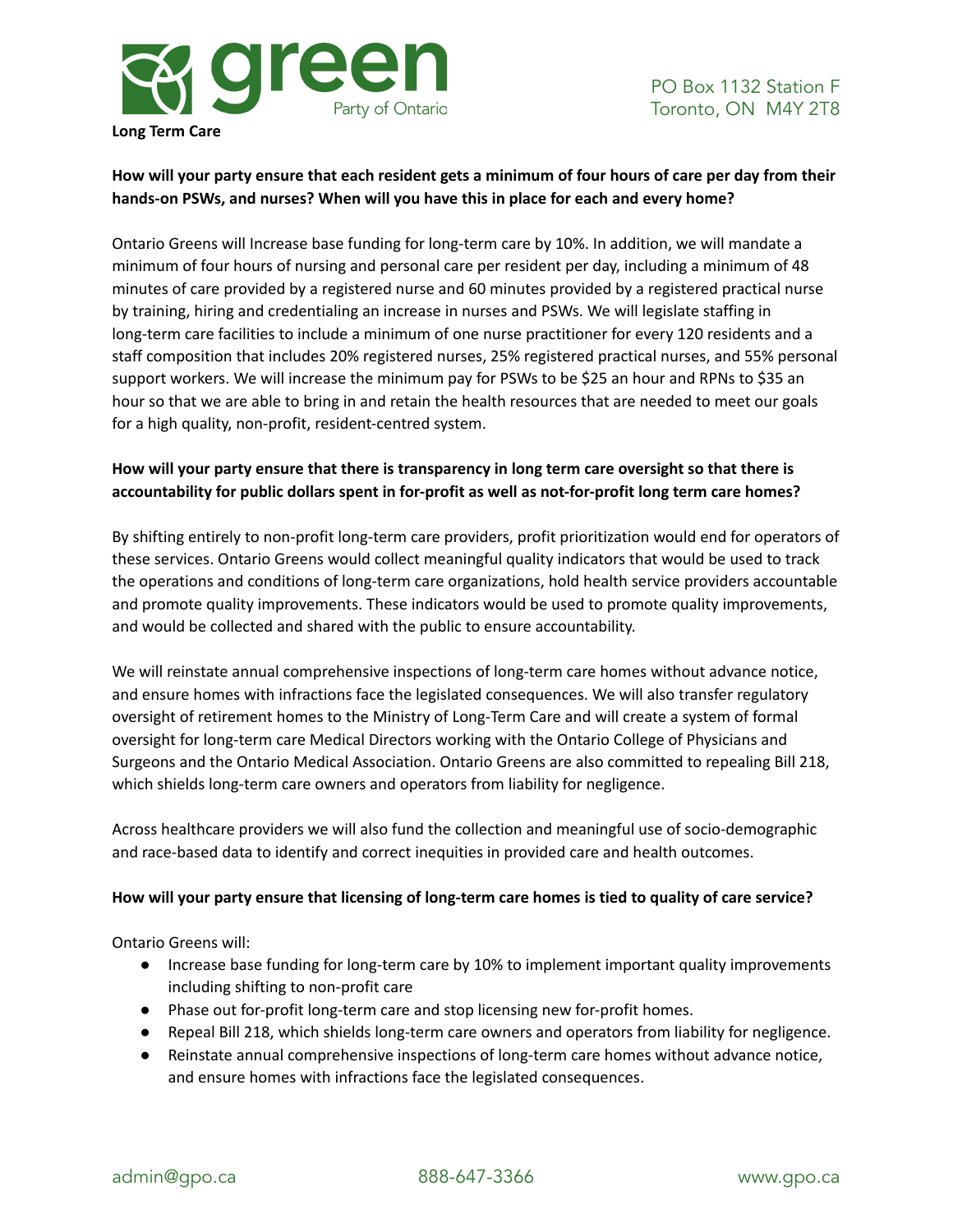**Long Term Care**

**How will your party ensure that each resident gets a minimum of four hours of care per day from their hands-on PSWs, and nurses? When will you have this in place for each and every home?**

Ontario Greens will Increase base funding for long-term care by 10%. In addition, we will mandate a minimum of four hours of nursing and personal care per resident per day, including a minimum of 48 minutes of care provided by a registered nurse and 60 minutes provided by a registered practical nurse by training, hiring and credentialing an increase in nurses and PSWs. We will legislate staffing in long-term care facilities to include a minimum of one nurse practitioner for every 120 residents and a staff composition that includes 20% registered nurses, 25% registered practical nurses, and 55% personal support workers. We will increase the minimum pay for PSWs to be $25 an hour and RPNs to $35 an hour so that we are able to bring in and retain the health resources that are needed to meet our goals for a high quality, non-profit, resident-centred system.

**How will your party ensure that there is transparency in long term care oversight so that there is accountability for public dollars spent in for-profit as well as not-for-profit long term care homes?**

By shifting entirely to non-profit long-term care providers, profit prioritization would end for operators of these services. Ontario Greens would collect meaningful quality indicators that would be used to track the operations and conditions of long-term care organizations, hold health service providers accountable and promote quality improvements. These indicators would be used to promote quality improvements, and would be collected and shared with the public to ensure accountability.

We will reinstate annual comprehensive inspections of long-term care homes without advance notice, and ensure homes with infractions face the legislated consequences. We will also transfer regulatory oversight of retirement homes to the Ministry of Long-Term Care and will create a system of formal oversight for long-term care Medical Directors working with the Ontario College of Physicians and Surgeons and the Ontario Medical Association. Ontario Greens are also committed to repealing Bill 218, which shields long-term care owners and operators from liability for negligence.

Across healthcare providers we will also fund the collection and meaningful use of socio-demographic and race-based data to identify and correct inequities in provided care and health outcomes.

**How will your party ensure that licensing of long-term care homes is tied to quality of care service?**

Ontario Greens will:

- Increase base funding for long-term care by 10% to implement important quality improvements including shifting to non-profit care
- Phase out for-profit long-term care and stop licensing new for-profit homes.
- Repeal Bill 218, which shields long-term care owners and operators from liability for negligence.
- Reinstate annual comprehensive inspections of long-term care homes without advance notice, and ensure homes with infractions face the legislated consequences.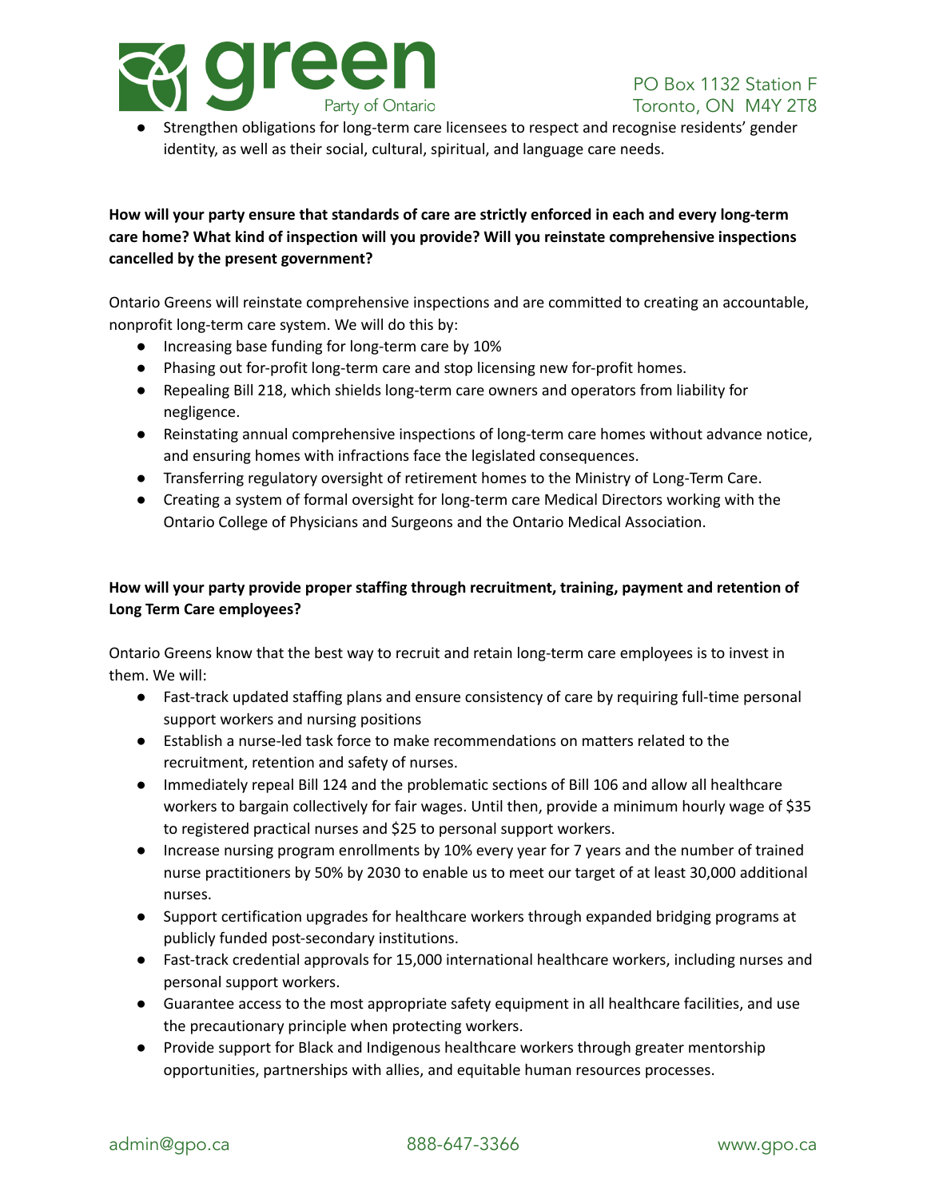- Strengthen obligations for long-term care licensees to respect and recognise residents' gender identity, as well as their social, cultural, spiritual, and language care needs.

**How will your party ensure that standards of care are strictly enforced in each and every long-term care home? What kind of inspection will you provide? Will you reinstate comprehensive inspections cancelled by the present government?**

Ontario Greens will reinstate comprehensive inspections and are committed to creating an accountable, nonprofit long-term care system. We will do this by:

- Increasing base funding for long-term care by 10%
- Phasing out for-profit long-term care and stop licensing new for-profit homes.
- Repealing Bill 218, which shields long-term care owners and operators from liability for negligence.
- Reinstating annual comprehensive inspections of long-term care homes without advance notice, and ensuring homes with infractions face the legislated consequences.
- Transferring regulatory oversight of retirement homes to the Ministry of Long-Term Care.
- Creating a system of formal oversight for long-term care Medical Directors working with the Ontario College of Physicians and Surgeons and the Ontario Medical Association.

**How will your party provide proper staffing through recruitment, training, payment and retention of Long Term Care employees?**

Ontario Greens know that the best way to recruit and retain long-term care employees is to invest in them. We will:

- Fast-track updated staffing plans and ensure consistency of care by requiring full-time personal support workers and nursing positions
- Establish a nurse-led task force to make recommendations on matters related to the recruitment, retention and safety of nurses.
- Immediately repeal Bill 124 and the problematic sections of Bill 106 and allow all healthcare workers to bargain collectively for fair wages. Until then, provide a minimum hourly wage of $35 to registered practical nurses and $25 to personal support workers.
- Increase nursing program enrollments by 10% every year for 7 years and the number of trained nurse practitioners by 50% by 2030 to enable us to meet our target of at least 30,000 additional nurses.
- Support certification upgrades for healthcare workers through expanded bridging programs at publicly funded post-secondary institutions.
- Fast-track credential approvals for 15,000 international healthcare workers, including nurses and personal support workers.
- Guarantee access to the most appropriate safety equipment in all healthcare facilities, and use the precautionary principle when protecting workers.
- Provide support for Black and Indigenous healthcare workers through greater mentorship opportunities, partnerships with allies, and equitable human resources processes.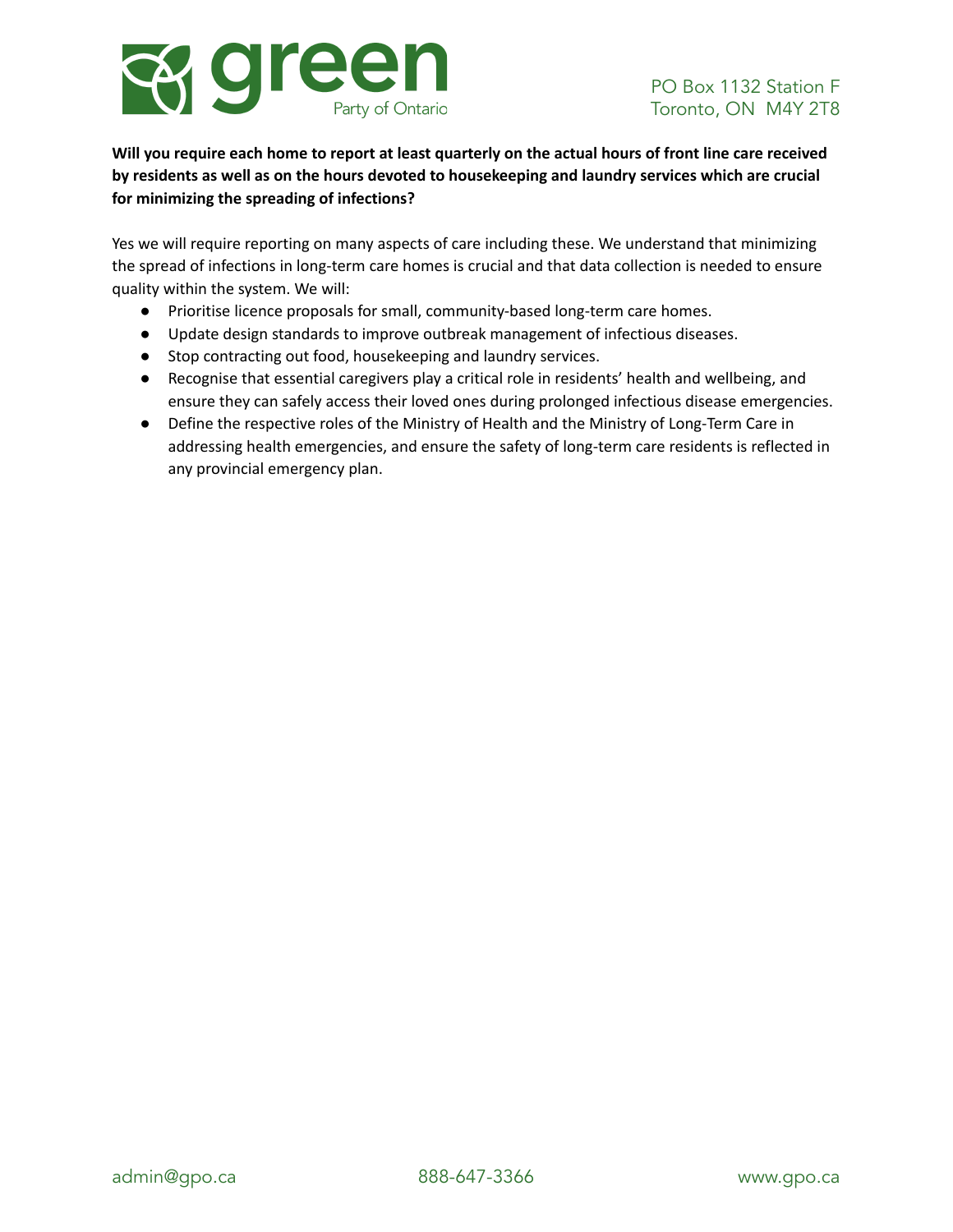**Will you require each home to report at least quarterly on the actual hours of front line care received by residents as well as on the hours devoted to housekeeping and laundry services which are crucial for minimizing the spreading of infections?**

Yes we will require reporting on many aspects of care including these. We understand that minimizing the spread of infections in long-term care homes is crucial and that data collection is needed to ensure quality within the system. We will:

- Prioritise licence proposals for small, community-based long-term care homes.
- Update design standards to improve outbreak management of infectious diseases.
- Stop contracting out food, housekeeping and laundry services.
- Recognise that essential caregivers play a critical role in residents' health and wellbeing, and ensure they can safely access their loved ones during prolonged infectious disease emergencies.
- Define the respective roles of the Ministry of Health and the Ministry of Long-Term Care in addressing health emergencies, and ensure the safety of long-term care residents is reflected in any provincial emergency plan.